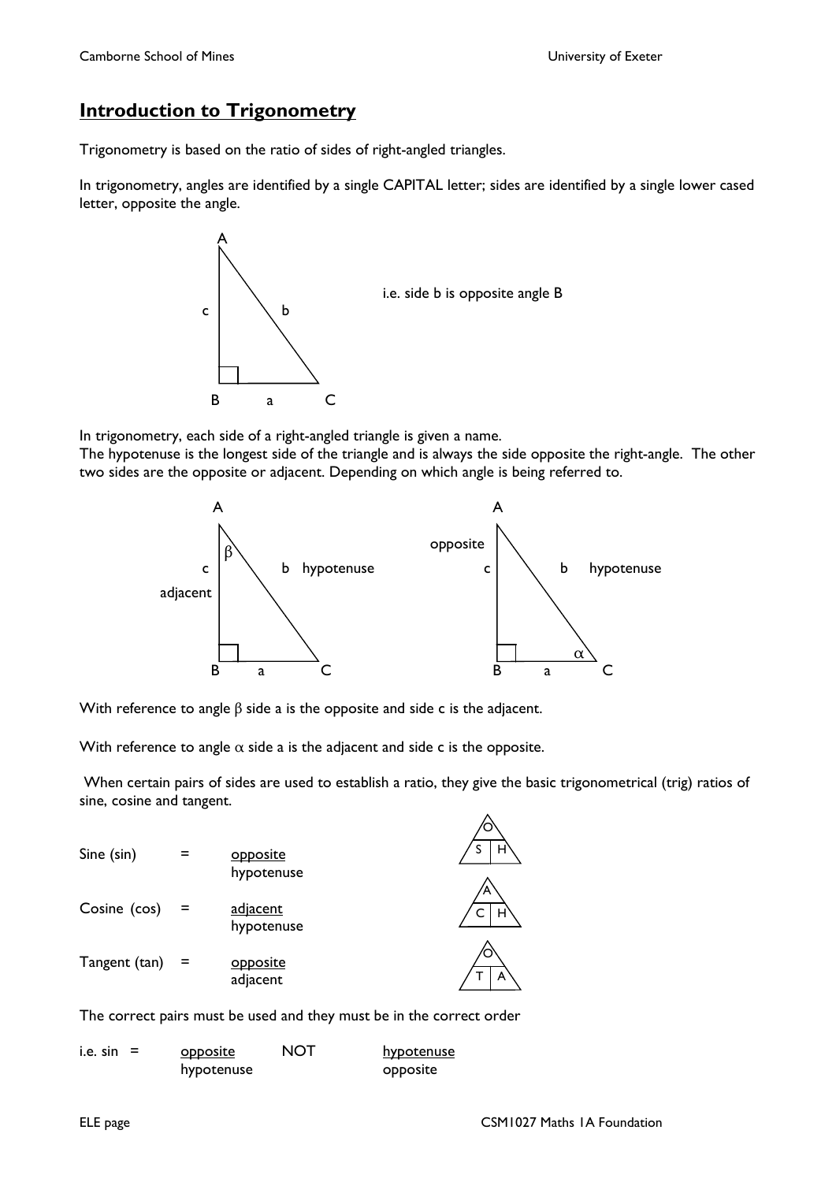# Introduction to Trigonometry

Trigonometry is based on the ratio of sides of right-angled triangles.

In trigonometry, angles are identified by a single CAPITAL letter; sides are identified by a single lower cased letter, opposite the angle.

i.e. side b is opposite angle B

In trigonometry, each side of a right-angled triangle is given a name.
The hypotenuse is the longest side of the triangle and is always the side opposite the right-angle. The other two sides are the opposite or adjacent. Depending on which angle is being referred to.

With reference to angle $\beta$ side a is the opposite and side c is the adjacent.

With reference to angle $\alpha$ side a is the adjacent and side c is the opposite.

When certain pairs of sides are used to establish a ratio, they give the basic trigonometrical (trig) ratios of sine, cosine and tangent.

Sine (sin) $= \dfrac{\text{opposite}}{\text{hypotenuse}}$

Cosine (cos) $= \dfrac{\text{adjacent}}{\text{hypotenuse}}$

Tangent (tan) $= \dfrac{\text{opposite}}{\text{adjacent}}$

The correct pairs must be used and they must be in the correct order

i.e. $\sin = \dfrac{\text{opposite}}{\text{hypotenuse}}$ NOT $\dfrac{\text{hypotenuse}}{\text{opposite}}$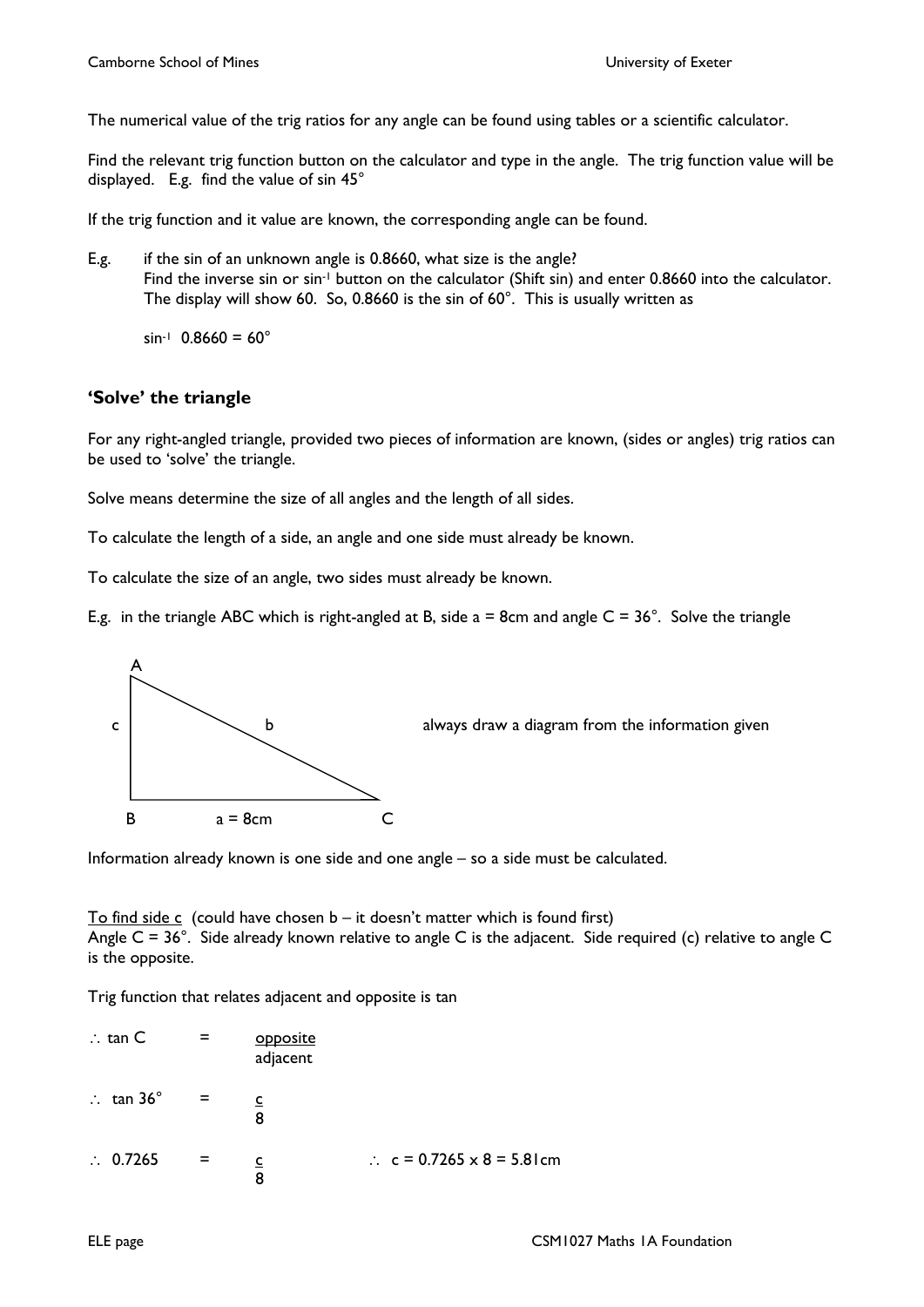The numerical value of the trig ratios for any angle can be found using tables or a scientific calculator.

Find the relevant trig function button on the calculator and type in the angle. The trig function value will be displayed. E.g. find the value of sin 45°

If the trig function and it value are known, the corresponding angle can be found.

E.g. if the sin of an unknown angle is 0.8660, what size is the angle?
Find the inverse sin or $\sin^{-1}$ button on the calculator (Shift sin) and enter 0.8660 into the calculator. The display will show 60. So, 0.8660 is the sin of 60°. This is usually written as

$\sin^{-1} 0.8660 = 60°$

## 'Solve' the triangle

For any right-angled triangle, provided two pieces of information are known, (sides or angles) trig ratios can be used to 'solve' the triangle.

Solve means determine the size of all angles and the length of all sides.

To calculate the length of a side, an angle and one side must already be known.

To calculate the size of an angle, two sides must already be known.

E.g. in the triangle ABC which is right-angled at B, side a = 8cm and angle C = 36°. Solve the triangle

always draw a diagram from the information given

Information already known is one side and one angle – so a side must be calculated.

<u>To find side c</u> (could have chosen b – it doesn't matter which is found first)
Angle C = 36°. Side already known relative to angle C is the adjacent. Side required (c) relative to angle C is the opposite.

Trig function that relates adjacent and opposite is tan

$$\therefore \tan C = \frac{\text{opposite}}{\text{adjacent}}$$

$$\therefore \tan 36° = \frac{c}{8}$$

$$\therefore 0.7265 = \frac{c}{8} \qquad \therefore c = 0.7265 \times 8 = 5.81\text{cm}$$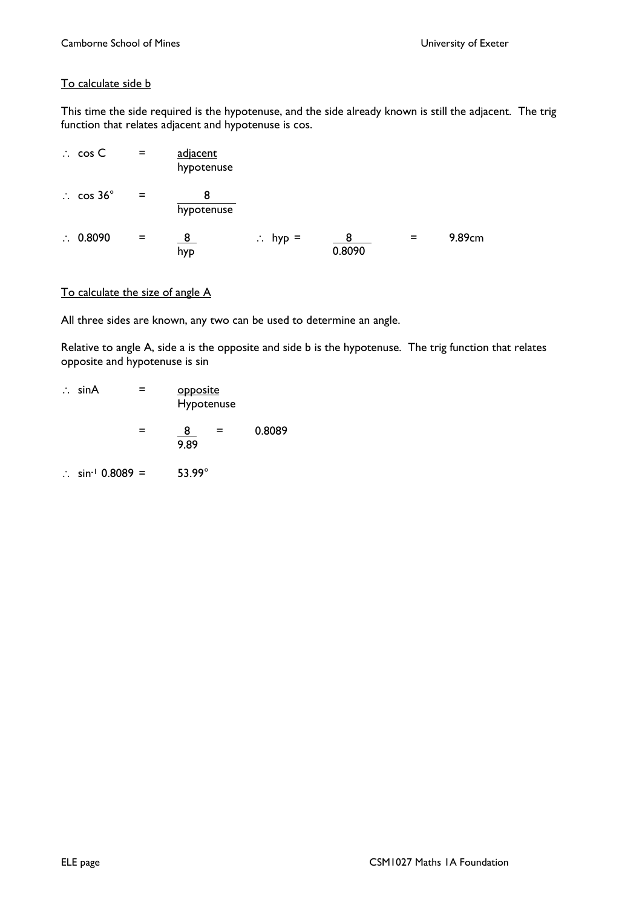To calculate side b

This time the side required is the hypotenuse, and the side already known is still the adjacent. The trig function that relates adjacent and hypotenuse is cos.

$$\therefore \cos C = \frac{\text{adjacent}}{\text{hypotenuse}}$$

$$\therefore \cos 36° = \frac{8}{\text{hypotenuse}}$$

$$\therefore 0.8090 = \frac{8}{\text{hyp}} \qquad \therefore \text{hyp} = \frac{8}{0.8090} = 9.89\text{cm}$$

To calculate the size of angle A

All three sides are known, any two can be used to determine an angle.

Relative to angle A, side a is the opposite and side b is the hypotenuse. The trig function that relates opposite and hypotenuse is sin

$$\therefore \sin A = \frac{\text{opposite}}{\text{Hypotenuse}}$$

$$= \frac{8}{9.89} = 0.8089$$

$$\therefore \sin^{-1} 0.8089 = 53.99°$$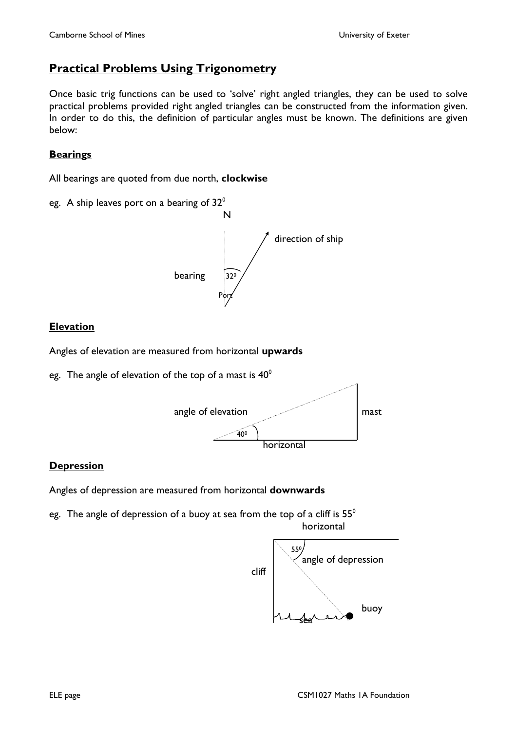## Practical Problems Using Trigonometry

Once basic trig functions can be used to 'solve' right angled triangles, they can be used to solve practical problems provided right angled triangles can be constructed from the information given. In order to do this, the definition of particular angles must be known. The definitions are given below:

### Bearings

All bearings are quoted from due north, **clockwise**

eg. A ship leaves port on a bearing of $32^0$

N

direction of ship

bearing $32^0$

Port

### Elevation

Angles of elevation are measured from horizontal **upwards**

eg. The angle of elevation of the top of a mast is $40^0$

angle of elevation $40^0$ mast

horizontal

### Depression

Angles of depression are measured from horizontal **downwards**

eg. The angle of depression of a buoy at sea from the top of a cliff is $55^0$

horizontal

$55^0$ angle of depression

cliff

buoy

sea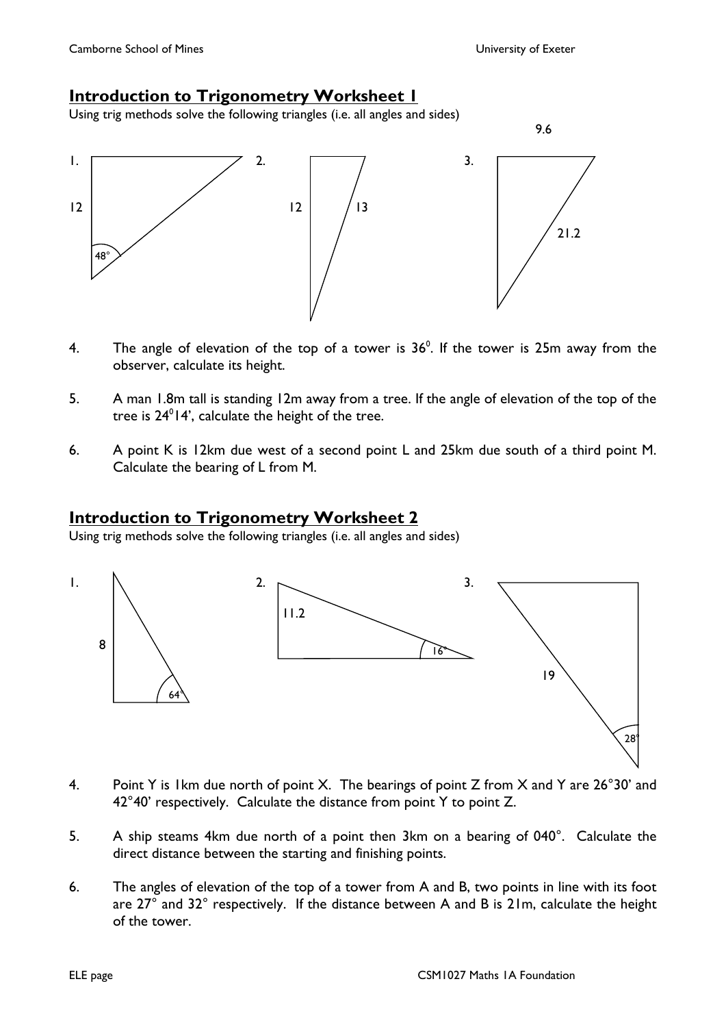## Introduction to Trigonometry Worksheet 1

Using trig methods solve the following triangles (i.e. all angles and sides)

1.

12

48°

2.

12

13

3.

9.6

21.2

4. The angle of elevation of the top of a tower is $36^0$. If the tower is 25m away from the observer, calculate its height.

5. A man 1.8m tall is standing 12m away from a tree. If the angle of elevation of the top of the tree is $24^0 14'$, calculate the height of the tree.

6. A point K is 12km due west of a second point L and 25km due south of a third point M. Calculate the bearing of L from M.

## Introduction to Trigonometry Worksheet 2

Using trig methods solve the following triangles (i.e. all angles and sides)

1.

8

64°

2.

11.2

16°

3.

19

28°

4. Point Y is 1km due north of point X. The bearings of point Z from X and Y are 26°30' and 42°40' respectively. Calculate the distance from point Y to point Z.

5. A ship steams 4km due north of a point then 3km on a bearing of 040°. Calculate the direct distance between the starting and finishing points.

6. The angles of elevation of the top of a tower from A and B, two points in line with its foot are 27° and 32° respectively. If the distance between A and B is 21m, calculate the height of the tower.